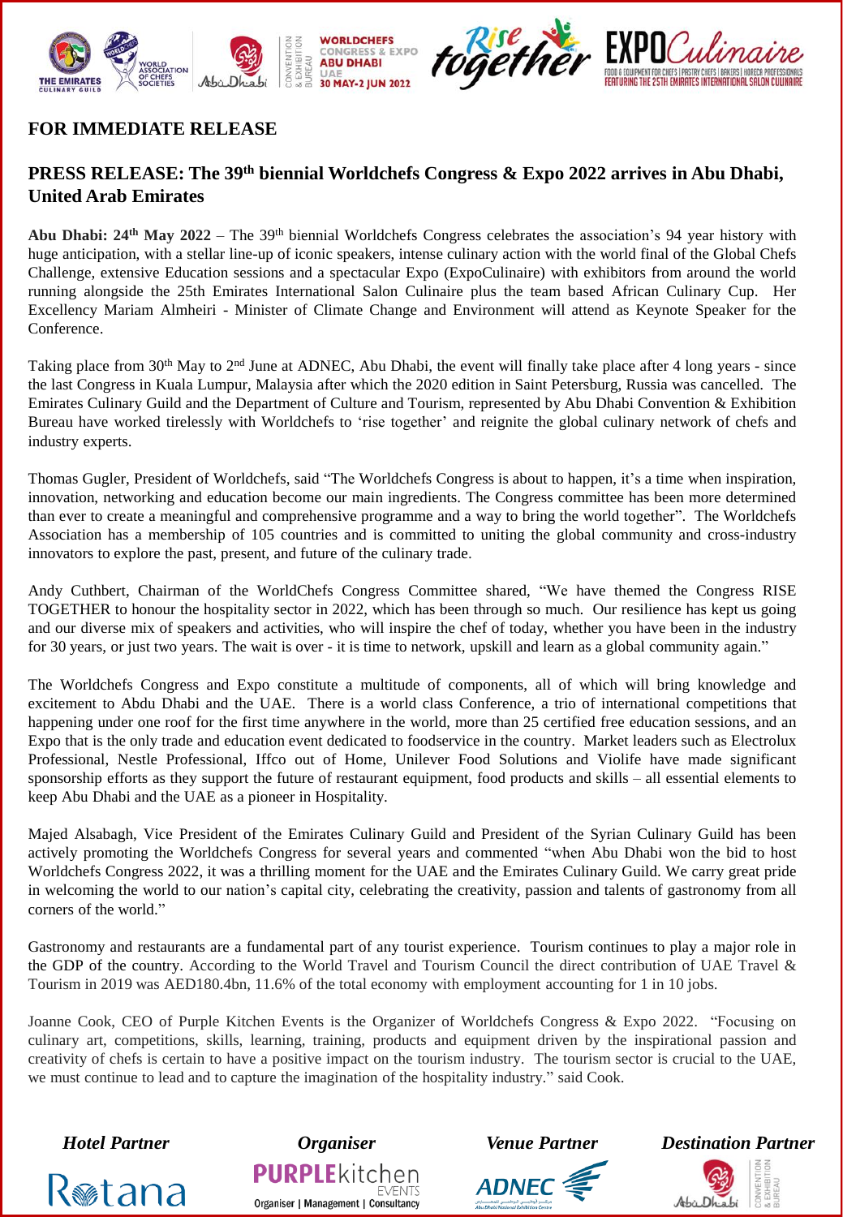**FOR IMMEDIATE RELEASE**

## PRESS RELEASE: The 39th biennial Worldchefs Congress & Expo 2022 arrives in Abu Dhabi, United Arab Emirates

**Abu Dhabi: 24th May 2022** – The 39th biennial Worldchefs Congress celebrates the association's 94 year history with huge anticipation, with a stellar line-up of iconic speakers, intense culinary action with the world final of the Global Chefs Challenge, extensive Education sessions and a spectacular Expo (ExpoCulinaire) with exhibitors from around the world running alongside the 25th Emirates International Salon Culinaire plus the team based African Culinary Cup. Her Excellency Mariam Almheiri - Minister of Climate Change and Environment will attend as Keynote Speaker for the Conference.

Taking place from 30th May to 2nd June at ADNEC, Abu Dhabi, the event will finally take place after 4 long years - since the last Congress in Kuala Lumpur, Malaysia after which the 2020 edition in Saint Petersburg, Russia was cancelled. The Emirates Culinary Guild and the Department of Culture and Tourism, represented by Abu Dhabi Convention & Exhibition Bureau have worked tirelessly with Worldchefs to 'rise together' and reignite the global culinary network of chefs and industry experts.

Thomas Gugler, President of Worldchefs, said "The Worldchefs Congress is about to happen, it's a time when inspiration, innovation, networking and education become our main ingredients. The Congress committee has been more determined than ever to create a meaningful and comprehensive programme and a way to bring the world together". The Worldchefs Association has a membership of 105 countries and is committed to uniting the global community and cross-industry innovators to explore the past, present, and future of the culinary trade.

Andy Cuthbert, Chairman of the WorldChefs Congress Committee shared, "We have themed the Congress RISE TOGETHER to honour the hospitality sector in 2022, which has been through so much. Our resilience has kept us going and our diverse mix of speakers and activities, who will inspire the chef of today, whether you have been in the industry for 30 years, or just two years. The wait is over - it is time to network, upskill and learn as a global community again."

The Worldchefs Congress and Expo constitute a multitude of components, all of which will bring knowledge and excitement to Abdu Dhabi and the UAE. There is a world class Conference, a trio of international competitions that happening under one roof for the first time anywhere in the world, more than 25 certified free education sessions, and an Expo that is the only trade and education event dedicated to foodservice in the country. Market leaders such as Electrolux Professional, Nestle Professional, Iffco out of Home, Unilever Food Solutions and Violife have made significant sponsorship efforts as they support the future of restaurant equipment, food products and skills – all essential elements to keep Abu Dhabi and the UAE as a pioneer in Hospitality.

Majed Alsabagh, Vice President of the Emirates Culinary Guild and President of the Syrian Culinary Guild has been actively promoting the Worldchefs Congress for several years and commented "when Abu Dhabi won the bid to host Worldchefs Congress 2022, it was a thrilling moment for the UAE and the Emirates Culinary Guild. We carry great pride in welcoming the world to our nation's capital city, celebrating the creativity, passion and talents of gastronomy from all corners of the world."

Gastronomy and restaurants are a fundamental part of any tourist experience. Tourism continues to play a major role in the GDP of the country. According to the World Travel and Tourism Council the direct contribution of UAE Travel & Tourism in 2019 was AED180.4bn, 11.6% of the total economy with employment accounting for 1 in 10 jobs.

Joanne Cook, CEO of Purple Kitchen Events is the Organizer of Worldchefs Congress & Expo 2022. "Focusing on culinary art, competitions, skills, learning, training, products and equipment driven by the inspirational passion and creativity of chefs is certain to have a positive impact on the tourism industry. The tourism sector is crucial to the UAE, we must continue to lead and to capture the imagination of the hospitality industry." said Cook.

*Hotel Partner* — Rotana | *Organiser* — PURPLEkitchen EVENTS, Organiser | Management | Consultancy | *Venue Partner* — ADNEC | *Destination Partner* — Abu Dhabi Convention & Exhibition Bureau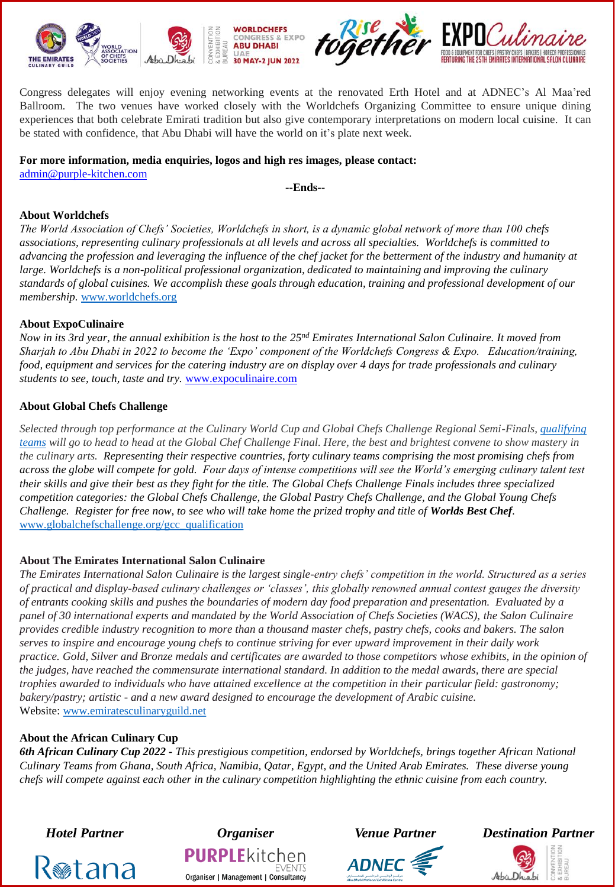Congress delegates will enjoy evening networking events at the renovated Erth Hotel and at ADNEC's Al Maa'red Ballroom. The two venues have worked closely with the Worldchefs Organizing Committee to ensure unique dining experiences that both celebrate Emirati tradition but also give contemporary interpretations on modern local cuisine. It can be stated with confidence, that Abu Dhabi will have the world on it's plate next week.

**For more information, media enquiries, logos and high res images, please contact:**
admin@purple-kitchen.com

**--Ends--**

**About Worldchefs**
*The World Association of Chefs' Societies, Worldchefs in short, is a dynamic global network of more than 100 chefs associations, representing culinary professionals at all levels and across all specialties. Worldchefs is committed to advancing the profession and leveraging the influence of the chef jacket for the betterment of the industry and humanity at large. Worldchefs is a non-political professional organization, dedicated to maintaining and improving the culinary standards of global cuisines. We accomplish these goals through education, training and professional development of our membership.* www.worldchefs.org

**About ExpoCulinaire**
*Now in its 3rd year, the annual exhibition is the host to the 25th Emirates International Salon Culinaire. It moved from Sharjah to Abu Dhabi in 2022 to become the 'Expo' component of the Worldchefs Congress & Expo. Education/training, food, equipment and services for the catering industry are on display over 4 days for trade professionals and culinary students to see, touch, taste and try.* www.expoculinaire.com

**About Global Chefs Challenge**

*Selected through top performance at the Culinary World Cup and Global Chefs Challenge Regional Semi-Finals, qualifying teams will go to head to head at the Global Chef Challenge Final. Here, the best and brightest convene to show mastery in the culinary arts. Representing their respective countries, forty culinary teams comprising the most promising chefs from across the globe will compete for gold. Four days of intense competitions will see the World's emerging culinary talent test their skills and give their best as they fight for the title. The Global Chefs Challenge Finals includes three specialized competition categories: the Global Chefs Challenge, the Global Pastry Chefs Challenge, and the Global Young Chefs Challenge. Register for free now, to see who will take home the prized trophy and title of* ***Worlds Best Chef****.*
www.globalchefschallenge.org/gcc_qualification

**About The Emirates International Salon Culinaire**
*The Emirates International Salon Culinaire is the largest single-entry chefs' competition in the world. Structured as a series of practical and display-based culinary challenges or 'classes', this globally renowned annual contest gauges the diversity of entrants cooking skills and pushes the boundaries of modern day food preparation and presentation. Evaluated by a panel of 30 international experts and mandated by the World Association of Chefs Societies (WACS), the Salon Culinaire provides credible industry recognition to more than a thousand master chefs, pastry chefs, cooks and bakers. The salon serves to inspire and encourage young chefs to continue striving for ever upward improvement in their daily work practice. Gold, Silver and Bronze medals and certificates are awarded to those competitors whose exhibits, in the opinion of the judges, have reached the commensurate international standard. In addition to the medal awards, there are special trophies awarded to individuals who have attained excellence at the competition in their particular field: gastronomy; bakery/pastry; artistic - and a new award designed to encourage the development of Arabic cuisine.*
Website: www.emiratesculinaryguild.net

**About the African Culinary Cup**
***6th African Culinary Cup 2022*** *- This prestigious competition, endorsed by Worldchefs, brings together African National Culinary Teams from Ghana, South Africa, Namibia, Qatar, Egypt, and the United Arab Emirates. These diverse young chefs will compete against each other in the culinary competition highlighting the ethnic cuisine from each country.*

***Hotel Partner*** ***Organiser*** ***Venue Partner*** ***Destination Partner***